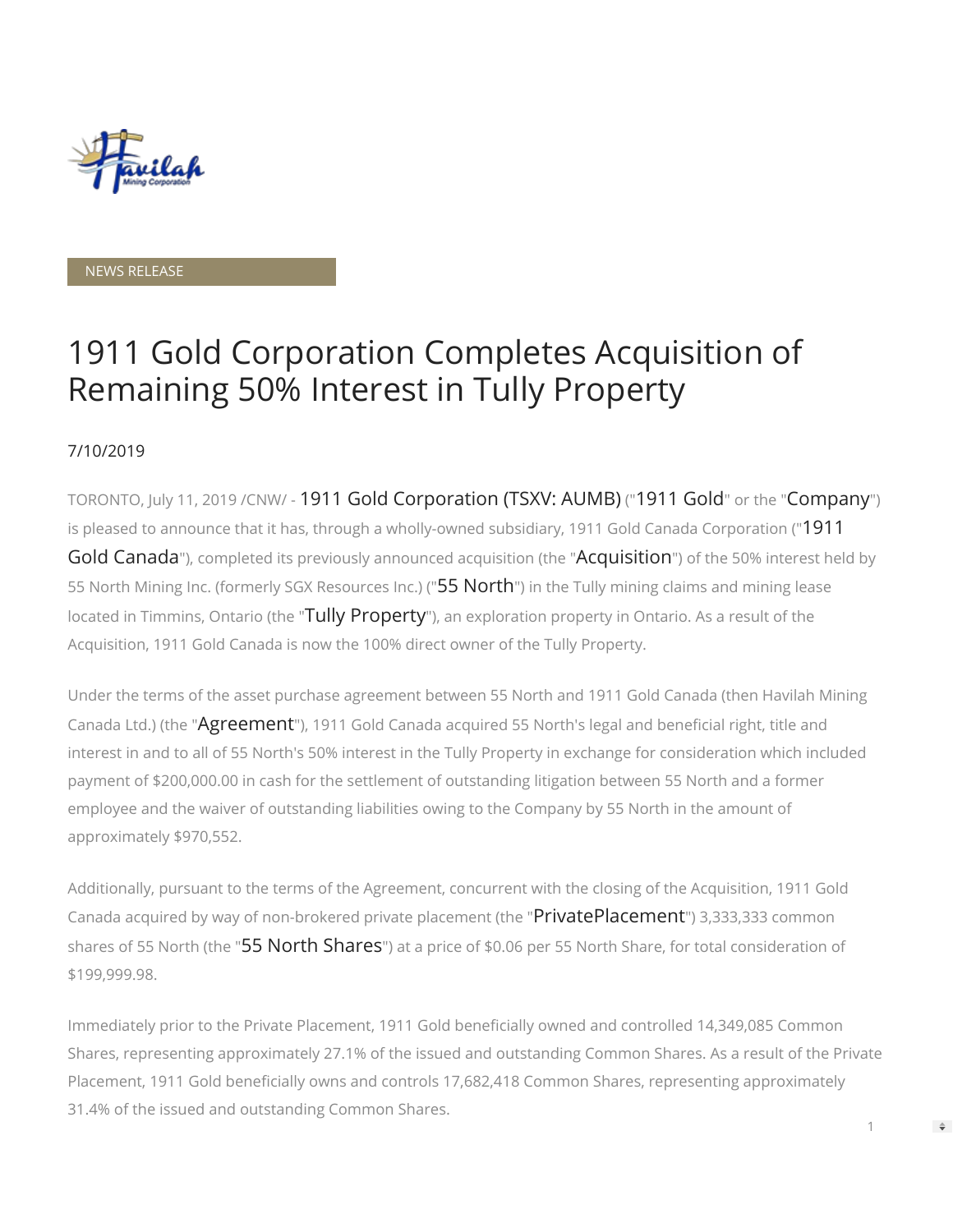NEWS RELEASE

# 1911 Gold Corporation Completes Acquisition of Remaining 50% Interest in Tully Property

7/10/2019

TORONTO, July 11, 2019 /CNW/ - **1911 Gold Corporation (TSXV: AUMB)** ("**1911 Gold**" or the "**Company**") is pleased to announce that it has, through a wholly-owned subsidiary, 1911 Gold Canada Corporation ("**1911 Gold Canada**"), completed its previously announced acquisition (the "**Acquisition**") of the 50% interest held by 55 North Mining Inc. (formerly SGX Resources Inc.) ("**55 North**") in the Tully mining claims and mining lease located in Timmins, Ontario (the "**Tully Property**"), an exploration property in Ontario. As a result of the Acquisition, 1911 Gold Canada is now the 100% direct owner of the Tully Property.

Under the terms of the asset purchase agreement between 55 North and 1911 Gold Canada (then Havilah Mining Canada Ltd.) (the "**Agreement**"), 1911 Gold Canada acquired 55 North's legal and beneficial right, title and interest in and to all of 55 North's 50% interest in the Tully Property in exchange for consideration which included payment of $200,000.00 in cash for the settlement of outstanding litigation between 55 North and a former employee and the waiver of outstanding liabilities owing to the Company by 55 North in the amount of approximately $970,552.

Additionally, pursuant to the terms of the Agreement, concurrent with the closing of the Acquisition, 1911 Gold Canada acquired by way of non-brokered private placement (the "**PrivatePlacement**") 3,333,333 common shares of 55 North (the "**55 North Shares**") at a price of $0.06 per 55 North Share, for total consideration of $199,999.98.

Immediately prior to the Private Placement, 1911 Gold beneficially owned and controlled 14,349,085 Common Shares, representing approximately 27.1% of the issued and outstanding Common Shares. As a result of the Private Placement, 1911 Gold beneficially owns and controls 17,682,418 Common Shares, representing approximately 31.4% of the issued and outstanding Common Shares.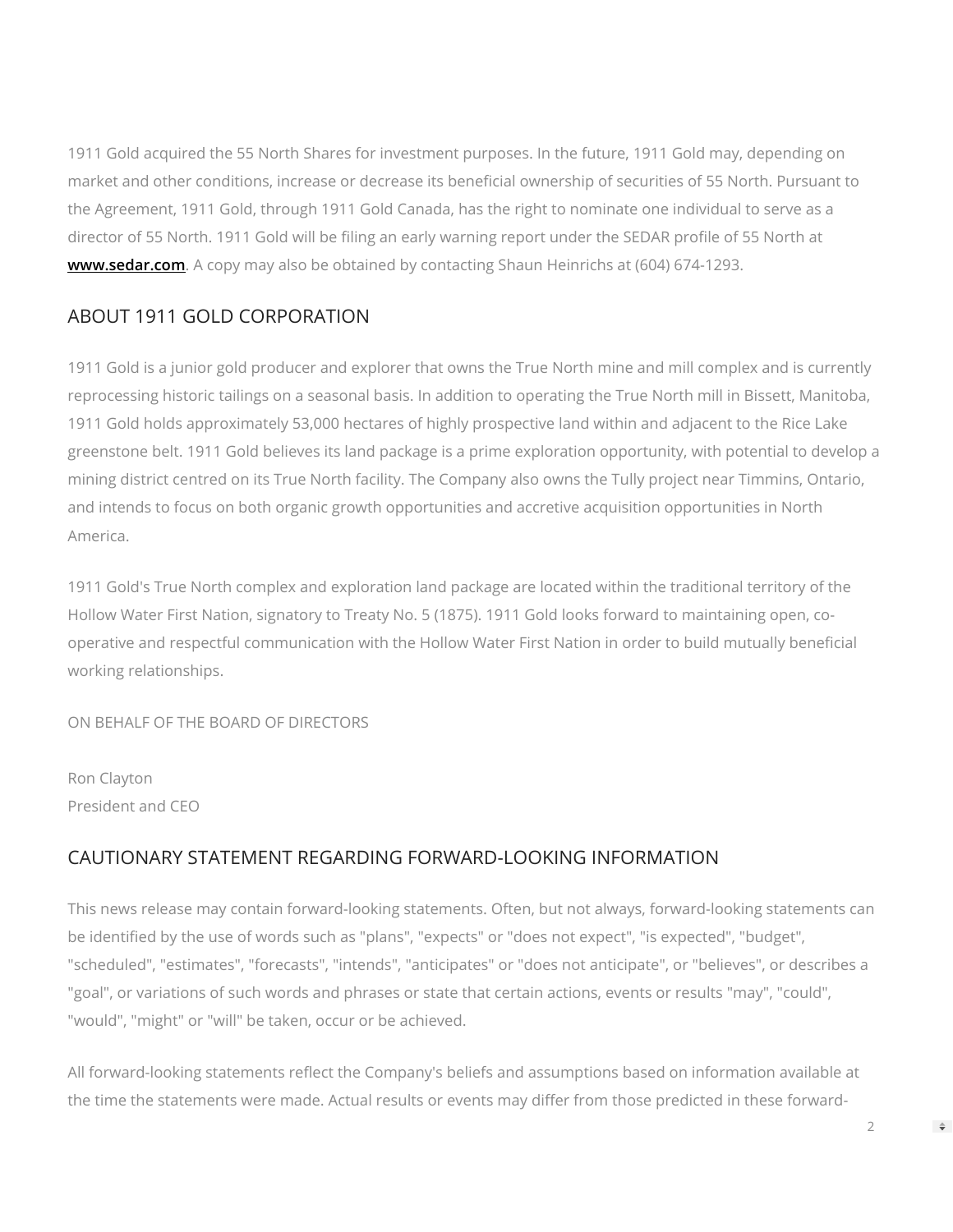1911 Gold acquired the 55 North Shares for investment purposes. In the future, 1911 Gold may, depending on market and other conditions, increase or decrease its beneficial ownership of securities of 55 North. Pursuant to the Agreement, 1911 Gold, through 1911 Gold Canada, has the right to nominate one individual to serve as a director of 55 North. 1911 Gold will be filing an early warning report under the SEDAR profile of 55 North at **www.sedar.com**. A copy may also be obtained by contacting Shaun Heinrichs at (604) 674-1293.

## ABOUT 1911 GOLD CORPORATION

1911 Gold is a junior gold producer and explorer that owns the True North mine and mill complex and is currently reprocessing historic tailings on a seasonal basis. In addition to operating the True North mill in Bissett, Manitoba, 1911 Gold holds approximately 53,000 hectares of highly prospective land within and adjacent to the Rice Lake greenstone belt. 1911 Gold believes its land package is a prime exploration opportunity, with potential to develop a mining district centred on its True North facility. The Company also owns the Tully project near Timmins, Ontario, and intends to focus on both organic growth opportunities and accretive acquisition opportunities in North America.

1911 Gold's True North complex and exploration land package are located within the traditional territory of the Hollow Water First Nation, signatory to Treaty No. 5 (1875). 1911 Gold looks forward to maintaining open, co-operative and respectful communication with the Hollow Water First Nation in order to build mutually beneficial working relationships.

ON BEHALF OF THE BOARD OF DIRECTORS

Ron Clayton
President and CEO

## CAUTIONARY STATEMENT REGARDING FORWARD-LOOKING INFORMATION

This news release may contain forward-looking statements. Often, but not always, forward-looking statements can be identified by the use of words such as "plans", "expects" or "does not expect", "is expected", "budget", "scheduled", "estimates", "forecasts", "intends", "anticipates" or "does not anticipate", or "believes", or describes a "goal", or variations of such words and phrases or state that certain actions, events or results "may", "could", "would", "might" or "will" be taken, occur or be achieved.

All forward-looking statements reflect the Company's beliefs and assumptions based on information available at the time the statements were made. Actual results or events may differ from those predicted in these forward-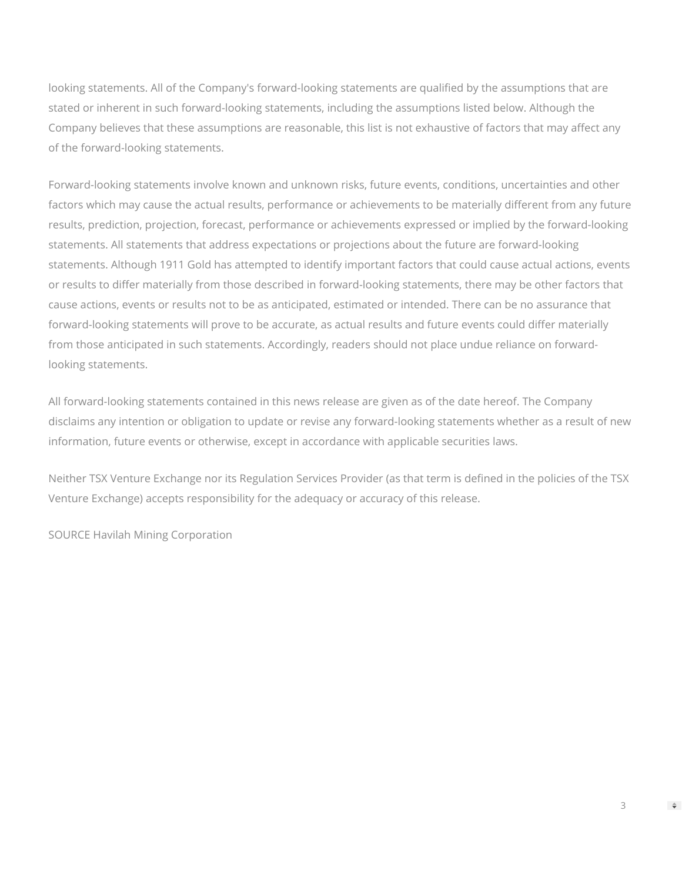looking statements. All of the Company's forward-looking statements are qualified by the assumptions that are stated or inherent in such forward-looking statements, including the assumptions listed below. Although the Company believes that these assumptions are reasonable, this list is not exhaustive of factors that may affect any of the forward-looking statements.

Forward-looking statements involve known and unknown risks, future events, conditions, uncertainties and other factors which may cause the actual results, performance or achievements to be materially different from any future results, prediction, projection, forecast, performance or achievements expressed or implied by the forward-looking statements. All statements that address expectations or projections about the future are forward-looking statements. Although 1911 Gold has attempted to identify important factors that could cause actual actions, events or results to differ materially from those described in forward-looking statements, there may be other factors that cause actions, events or results not to be as anticipated, estimated or intended. There can be no assurance that forward-looking statements will prove to be accurate, as actual results and future events could differ materially from those anticipated in such statements. Accordingly, readers should not place undue reliance on forward-looking statements.

All forward-looking statements contained in this news release are given as of the date hereof. The Company disclaims any intention or obligation to update or revise any forward-looking statements whether as a result of new information, future events or otherwise, except in accordance with applicable securities laws.

Neither TSX Venture Exchange nor its Regulation Services Provider (as that term is defined in the policies of the TSX Venture Exchange) accepts responsibility for the adequacy or accuracy of this release.

SOURCE Havilah Mining Corporation